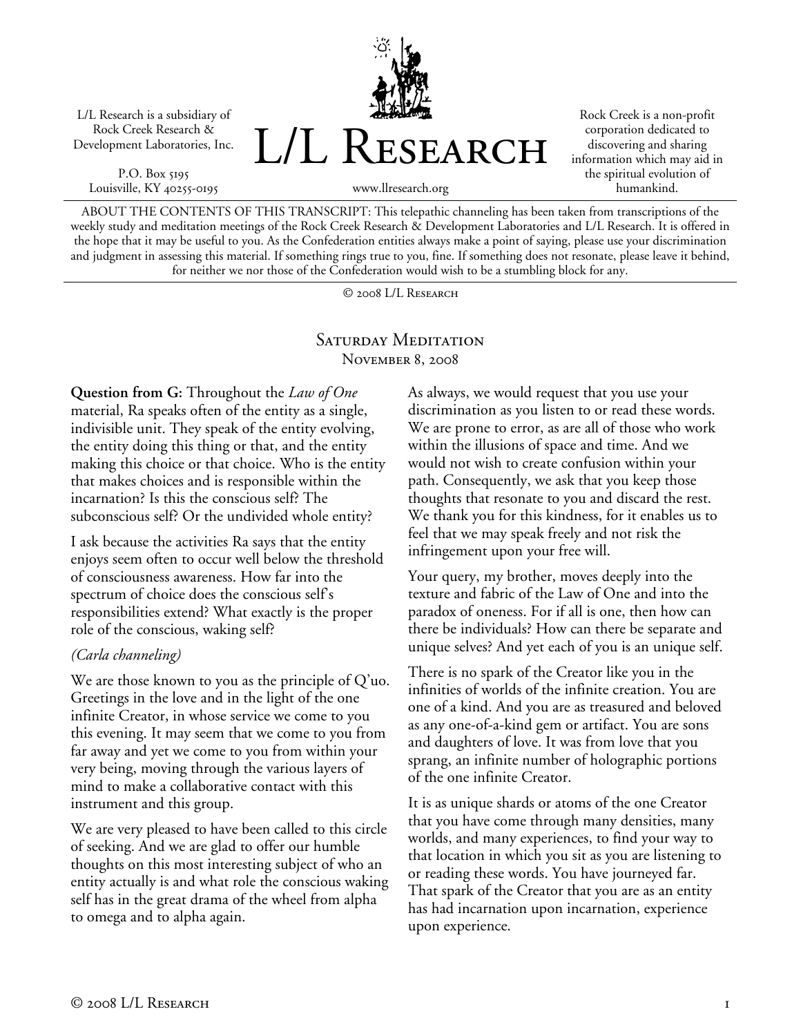L/L Research is a subsidiary of Rock Creek Research & Development Laboratories, Inc.

P.O. Box 5195
Louisville, KY 40255-0195

# L/L Research

www.llresearch.org

Rock Creek is a non-profit corporation dedicated to discovering and sharing information which may aid in the spiritual evolution of humankind.

ABOUT THE CONTENTS OF THIS TRANSCRIPT: This telepathic channeling has been taken from transcriptions of the weekly study and meditation meetings of the Rock Creek Research & Development Laboratories and L/L Research. It is offered in the hope that it may be useful to you. As the Confederation entities always make a point of saying, please use your discrimination and judgment in assessing this material. If something rings true to you, fine. If something does not resonate, please leave it behind, for neither we nor those of the Confederation would wish to be a stumbling block for any.

© 2008 L/L Research

## Saturday Meditation
### November 8, 2008

**Question from G:** Throughout the *Law of One* material, Ra speaks often of the entity as a single, indivisible unit. They speak of the entity evolving, the entity doing this thing or that, and the entity making this choice or that choice. Who is the entity that makes choices and is responsible within the incarnation? Is this the conscious self? The subconscious self? Or the undivided whole entity?

I ask because the activities Ra says that the entity enjoys seem often to occur well below the threshold of consciousness awareness. How far into the spectrum of choice does the conscious self's responsibilities extend? What exactly is the proper role of the conscious, waking self?

*(Carla channeling)*

We are those known to you as the principle of Q'uo. Greetings in the love and in the light of the one infinite Creator, in whose service we come to you this evening. It may seem that we come to you from far away and yet we come to you from within your very being, moving through the various layers of mind to make a collaborative contact with this instrument and this group.

We are very pleased to have been called to this circle of seeking. And we are glad to offer our humble thoughts on this most interesting subject of who an entity actually is and what role the conscious waking self has in the great drama of the wheel from alpha to omega and to alpha again.

As always, we would request that you use your discrimination as you listen to or read these words. We are prone to error, as are all of those who work within the illusions of space and time. And we would not wish to create confusion within your path. Consequently, we ask that you keep those thoughts that resonate to you and discard the rest. We thank you for this kindness, for it enables us to feel that we may speak freely and not risk the infringement upon your free will.

Your query, my brother, moves deeply into the texture and fabric of the Law of One and into the paradox of oneness. For if all is one, then how can there be individuals? How can there be separate and unique selves? And yet each of you is an unique self.

There is no spark of the Creator like you in the infinities of worlds of the infinite creation. You are one of a kind. And you are as treasured and beloved as any one-of-a-kind gem or artifact. You are sons and daughters of love. It was from love that you sprang, an infinite number of holographic portions of the one infinite Creator.

It is as unique shards or atoms of the one Creator that you have come through many densities, many worlds, and many experiences, to find your way to that location in which you sit as you are listening to or reading these words. You have journeyed far. That spark of the Creator that you are as an entity has had incarnation upon incarnation, experience upon experience.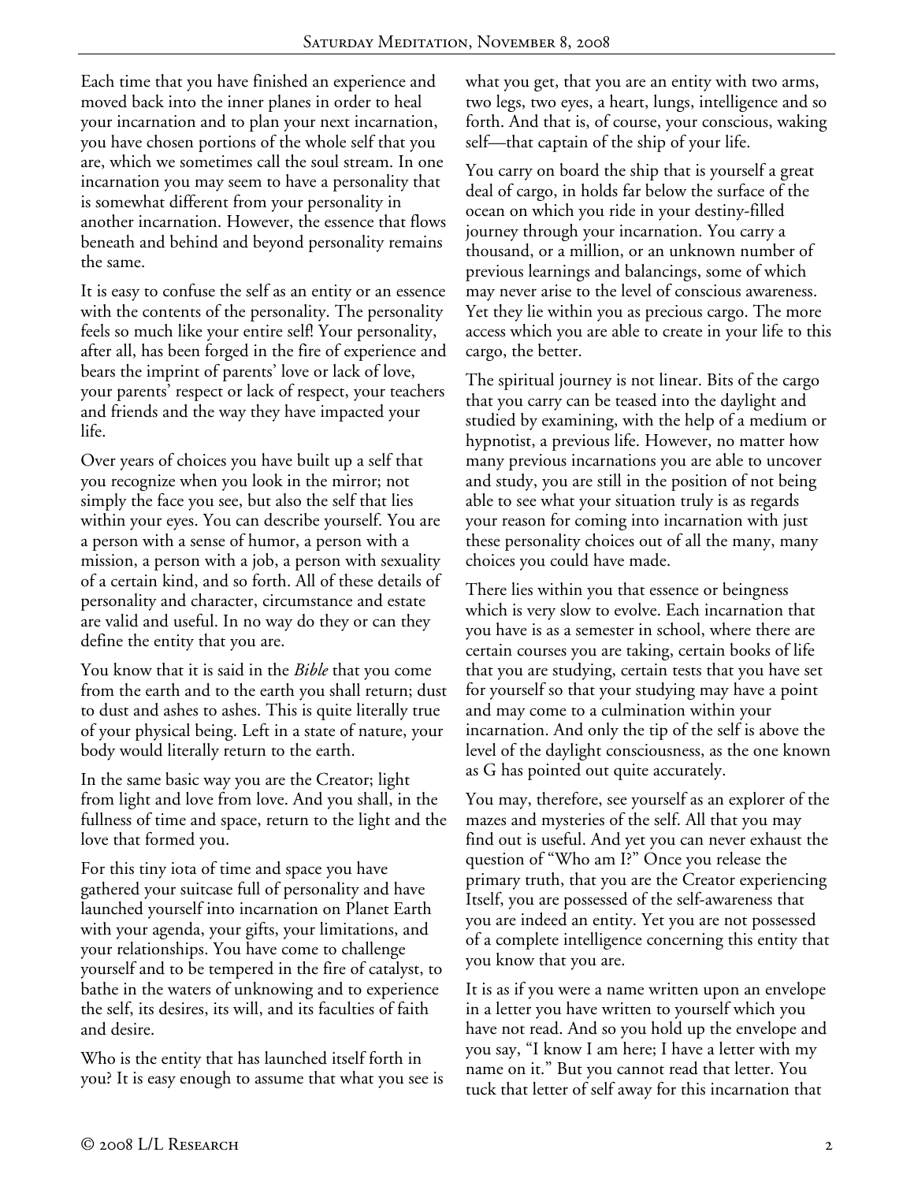Each time that you have finished an experience and moved back into the inner planes in order to heal your incarnation and to plan your next incarnation, you have chosen portions of the whole self that you are, which we sometimes call the soul stream. In one incarnation you may seem to have a personality that is somewhat different from your personality in another incarnation. However, the essence that flows beneath and behind and beyond personality remains the same.

It is easy to confuse the self as an entity or an essence with the contents of the personality. The personality feels so much like your entire self! Your personality, after all, has been forged in the fire of experience and bears the imprint of parents' love or lack of love, your parents' respect or lack of respect, your teachers and friends and the way they have impacted your life.

Over years of choices you have built up a self that you recognize when you look in the mirror; not simply the face you see, but also the self that lies within your eyes. You can describe yourself. You are a person with a sense of humor, a person with a mission, a person with a job, a person with sexuality of a certain kind, and so forth. All of these details of personality and character, circumstance and estate are valid and useful. In no way do they or can they define the entity that you are.

You know that it is said in the *Bible* that you come from the earth and to the earth you shall return; dust to dust and ashes to ashes. This is quite literally true of your physical being. Left in a state of nature, your body would literally return to the earth.

In the same basic way you are the Creator; light from light and love from love. And you shall, in the fullness of time and space, return to the light and the love that formed you.

For this tiny iota of time and space you have gathered your suitcase full of personality and have launched yourself into incarnation on Planet Earth with your agenda, your gifts, your limitations, and your relationships. You have come to challenge yourself and to be tempered in the fire of catalyst, to bathe in the waters of unknowing and to experience the self, its desires, its will, and its faculties of faith and desire.

Who is the entity that has launched itself forth in you? It is easy enough to assume that what you see is what you get, that you are an entity with two arms, two legs, two eyes, a heart, lungs, intelligence and so forth. And that is, of course, your conscious, waking self—that captain of the ship of your life.

You carry on board the ship that is yourself a great deal of cargo, in holds far below the surface of the ocean on which you ride in your destiny-filled journey through your incarnation. You carry a thousand, or a million, or an unknown number of previous learnings and balancings, some of which may never arise to the level of conscious awareness. Yet they lie within you as precious cargo. The more access which you are able to create in your life to this cargo, the better.

The spiritual journey is not linear. Bits of the cargo that you carry can be teased into the daylight and studied by examining, with the help of a medium or hypnotist, a previous life. However, no matter how many previous incarnations you are able to uncover and study, you are still in the position of not being able to see what your situation truly is as regards your reason for coming into incarnation with just these personality choices out of all the many, many choices you could have made.

There lies within you that essence or beingness which is very slow to evolve. Each incarnation that you have is as a semester in school, where there are certain courses you are taking, certain books of life that you are studying, certain tests that you have set for yourself so that your studying may have a point and may come to a culmination within your incarnation. And only the tip of the self is above the level of the daylight consciousness, as the one known as G has pointed out quite accurately.

You may, therefore, see yourself as an explorer of the mazes and mysteries of the self. All that you may find out is useful. And yet you can never exhaust the question of "Who am I?" Once you release the primary truth, that you are the Creator experiencing Itself, you are possessed of the self-awareness that you are indeed an entity. Yet you are not possessed of a complete intelligence concerning this entity that you know that you are.

It is as if you were a name written upon an envelope in a letter you have written to yourself which you have not read. And so you hold up the envelope and you say, "I know I am here; I have a letter with my name on it." But you cannot read that letter. You tuck that letter of self away for this incarnation that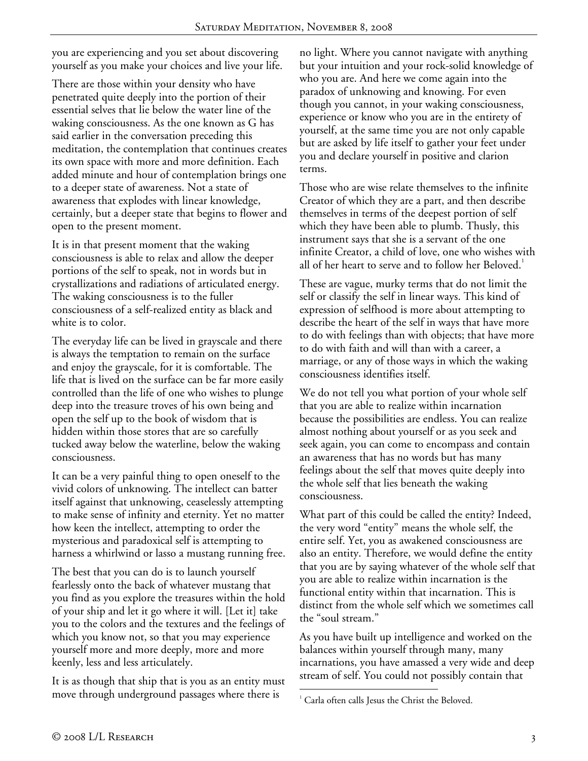you are experiencing and you set about discovering yourself as you make your choices and live your life.

There are those within your density who have penetrated quite deeply into the portion of their essential selves that lie below the water line of the waking consciousness. As the one known as G has said earlier in the conversation preceding this meditation, the contemplation that continues creates its own space with more and more definition. Each added minute and hour of contemplation brings one to a deeper state of awareness. Not a state of awareness that explodes with linear knowledge, certainly, but a deeper state that begins to flower and open to the present moment.

It is in that present moment that the waking consciousness is able to relax and allow the deeper portions of the self to speak, not in words but in crystallizations and radiations of articulated energy. The waking consciousness is to the fuller consciousness of a self-realized entity as black and white is to color.

The everyday life can be lived in grayscale and there is always the temptation to remain on the surface and enjoy the grayscale, for it is comfortable. The life that is lived on the surface can be far more easily controlled than the life of one who wishes to plunge deep into the treasure troves of his own being and open the self up to the book of wisdom that is hidden within those stores that are so carefully tucked away below the waterline, below the waking consciousness.

It can be a very painful thing to open oneself to the vivid colors of unknowing. The intellect can batter itself against that unknowing, ceaselessly attempting to make sense of infinity and eternity. Yet no matter how keen the intellect, attempting to order the mysterious and paradoxical self is attempting to harness a whirlwind or lasso a mustang running free.

The best that you can do is to launch yourself fearlessly onto the back of whatever mustang that you find as you explore the treasures within the hold of your ship and let it go where it will. [Let it] take you to the colors and the textures and the feelings of which you know not, so that you may experience yourself more and more deeply, more and more keenly, less and less articulately.

It is as though that ship that is you as an entity must move through underground passages where there is no light. Where you cannot navigate with anything but your intuition and your rock-solid knowledge of who you are. And here we come again into the paradox of unknowing and knowing. For even though you cannot, in your waking consciousness, experience or know who you are in the entirety of yourself, at the same time you are not only capable but are asked by life itself to gather your feet under you and declare yourself in positive and clarion terms.

Those who are wise relate themselves to the infinite Creator of which they are a part, and then describe themselves in terms of the deepest portion of self which they have been able to plumb. Thusly, this instrument says that she is a servant of the one infinite Creator, a child of love, one who wishes with all of her heart to serve and to follow her Beloved.[1]

These are vague, murky terms that do not limit the self or classify the self in linear ways. This kind of expression of selfhood is more about attempting to describe the heart of the self in ways that have more to do with feelings than with objects; that have more to do with faith and will than with a career, a marriage, or any of those ways in which the waking consciousness identifies itself.

We do not tell you what portion of your whole self that you are able to realize within incarnation because the possibilities are endless. You can realize almost nothing about yourself or as you seek and seek again, you can come to encompass and contain an awareness that has no words but has many feelings about the self that moves quite deeply into the whole self that lies beneath the waking consciousness.

What part of this could be called the entity? Indeed, the very word "entity" means the whole self, the entire self. Yet, you as awakened consciousness are also an entity. Therefore, we would define the entity that you are by saying whatever of the whole self that you are able to realize within incarnation is the functional entity within that incarnation. This is distinct from the whole self which we sometimes call the "soul stream."

As you have built up intelligence and worked on the balances within yourself through many, many incarnations, you have amassed a very wide and deep stream of self. You could not possibly contain that

[1] Carla often calls Jesus the Christ the Beloved.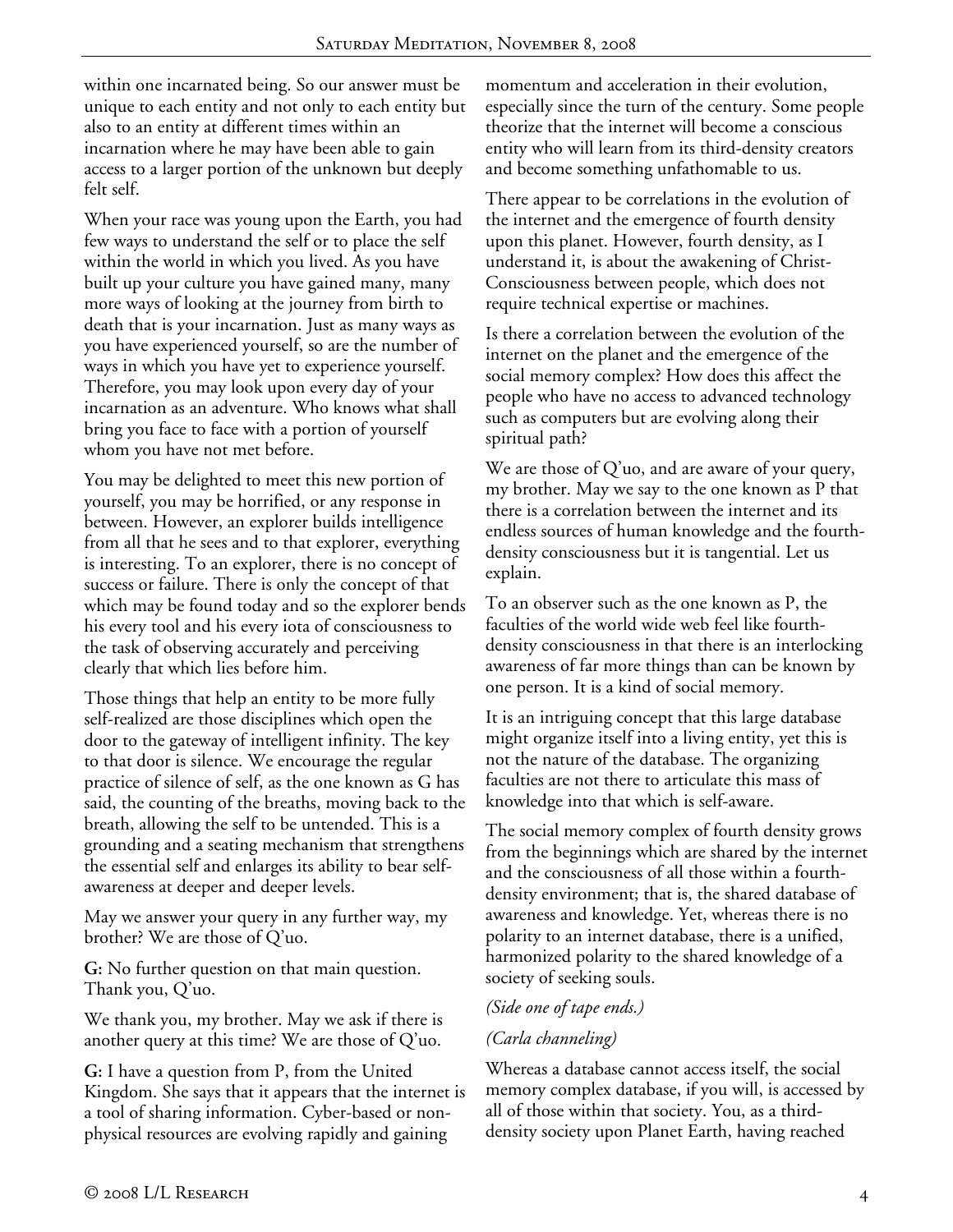within one incarnated being. So our answer must be unique to each entity and not only to each entity but also to an entity at different times within an incarnation where he may have been able to gain access to a larger portion of the unknown but deeply felt self.

When your race was young upon the Earth, you had few ways to understand the self or to place the self within the world in which you lived. As you have built up your culture you have gained many, many more ways of looking at the journey from birth to death that is your incarnation. Just as many ways as you have experienced yourself, so are the number of ways in which you have yet to experience yourself. Therefore, you may look upon every day of your incarnation as an adventure. Who knows what shall bring you face to face with a portion of yourself whom you have not met before.

You may be delighted to meet this new portion of yourself, you may be horrified, or any response in between. However, an explorer builds intelligence from all that he sees and to that explorer, everything is interesting. To an explorer, there is no concept of success or failure. There is only the concept of that which may be found today and so the explorer bends his every tool and his every iota of consciousness to the task of observing accurately and perceiving clearly that which lies before him.

Those things that help an entity to be more fully self-realized are those disciplines which open the door to the gateway of intelligent infinity. The key to that door is silence. We encourage the regular practice of silence of self, as the one known as G has said, the counting of the breaths, moving back to the breath, allowing the self to be untended. This is a grounding and a seating mechanism that strengthens the essential self and enlarges its ability to bear self-awareness at deeper and deeper levels.

May we answer your query in any further way, my brother? We are those of Q'uo.

**G:** No further question on that main question. Thank you, Q'uo.

We thank you, my brother. May we ask if there is another query at this time? We are those of Q'uo.

**G:** I have a question from P, from the United Kingdom. She says that it appears that the internet is a tool of sharing information. Cyber-based or non-physical resources are evolving rapidly and gaining momentum and acceleration in their evolution, especially since the turn of the century. Some people theorize that the internet will become a conscious entity who will learn from its third-density creators and become something unfathomable to us.

There appear to be correlations in the evolution of the internet and the emergence of fourth density upon this planet. However, fourth density, as I understand it, is about the awakening of Christ-Consciousness between people, which does not require technical expertise or machines.

Is there a correlation between the evolution of the internet on the planet and the emergence of the social memory complex? How does this affect the people who have no access to advanced technology such as computers but are evolving along their spiritual path?

We are those of Q'uo, and are aware of your query, my brother. May we say to the one known as P that there is a correlation between the internet and its endless sources of human knowledge and the fourth-density consciousness but it is tangential. Let us explain.

To an observer such as the one known as P, the faculties of the world wide web feel like fourth-density consciousness in that there is an interlocking awareness of far more things than can be known by one person. It is a kind of social memory.

It is an intriguing concept that this large database might organize itself into a living entity, yet this is not the nature of the database. The organizing faculties are not there to articulate this mass of knowledge into that which is self-aware.

The social memory complex of fourth density grows from the beginnings which are shared by the internet and the consciousness of all those within a fourth-density environment; that is, the shared database of awareness and knowledge. Yet, whereas there is no polarity to an internet database, there is a unified, harmonized polarity to the shared knowledge of a society of seeking souls.

*(Side one of tape ends.)*

*(Carla channeling)*

Whereas a database cannot access itself, the social memory complex database, if you will, is accessed by all of those within that society. You, as a third-density society upon Planet Earth, having reached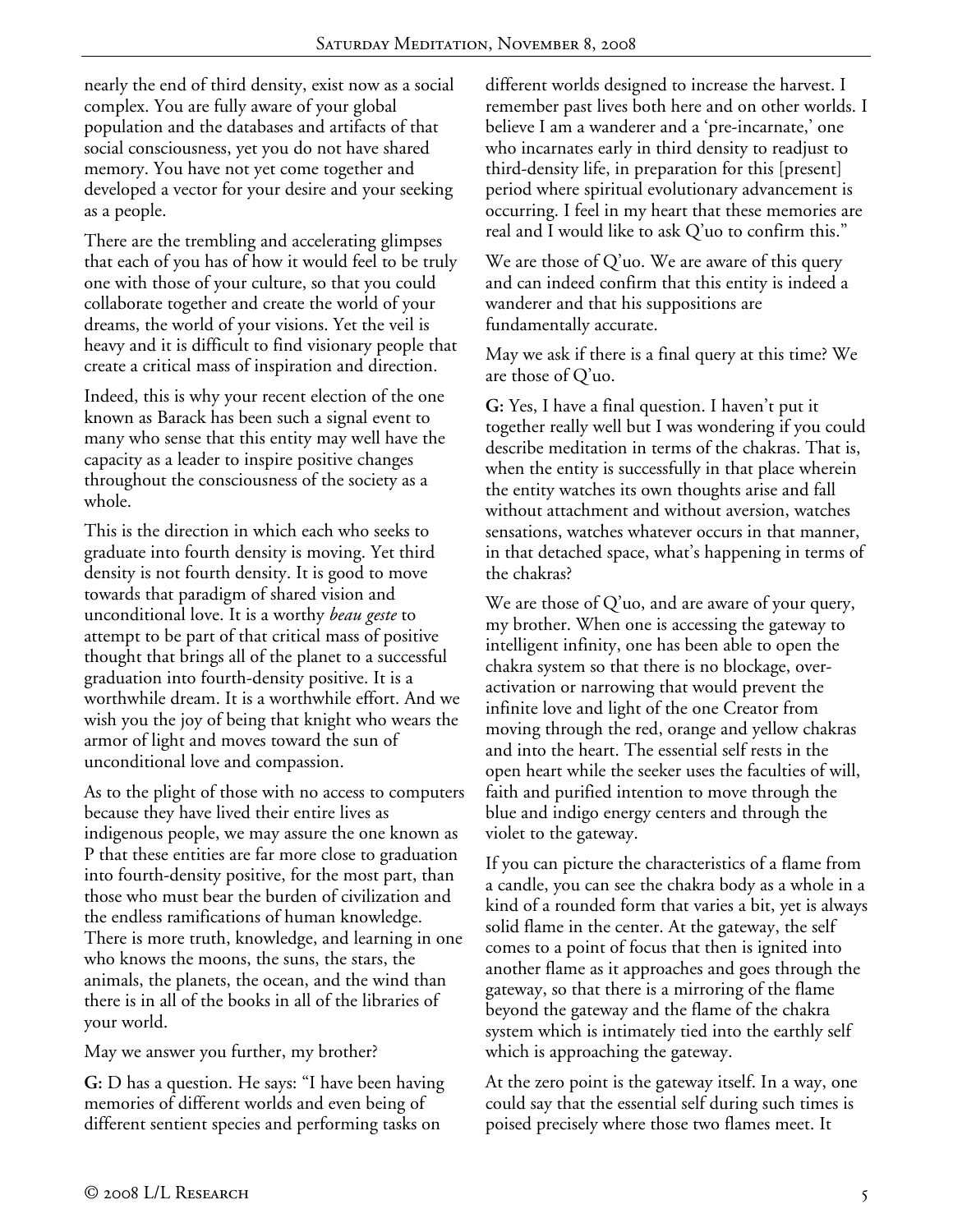nearly the end of third density, exist now as a social complex. You are fully aware of your global population and the databases and artifacts of that social consciousness, yet you do not have shared memory. You have not yet come together and developed a vector for your desire and your seeking as a people.

There are the trembling and accelerating glimpses that each of you has of how it would feel to be truly one with those of your culture, so that you could collaborate together and create the world of your dreams, the world of your visions. Yet the veil is heavy and it is difficult to find visionary people that create a critical mass of inspiration and direction.

Indeed, this is why your recent election of the one known as Barack has been such a signal event to many who sense that this entity may well have the capacity as a leader to inspire positive changes throughout the consciousness of the society as a whole.

This is the direction in which each who seeks to graduate into fourth density is moving. Yet third density is not fourth density. It is good to move towards that paradigm of shared vision and unconditional love. It is a worthy *beau geste* to attempt to be part of that critical mass of positive thought that brings all of the planet to a successful graduation into fourth-density positive. It is a worthwhile dream. It is a worthwhile effort. And we wish you the joy of being that knight who wears the armor of light and moves toward the sun of unconditional love and compassion.

As to the plight of those with no access to computers because they have lived their entire lives as indigenous people, we may assure the one known as P that these entities are far more close to graduation into fourth-density positive, for the most part, than those who must bear the burden of civilization and the endless ramifications of human knowledge. There is more truth, knowledge, and learning in one who knows the moons, the suns, the stars, the animals, the planets, the ocean, and the wind than there is in all of the books in all of the libraries of your world.

May we answer you further, my brother?

**G:** D has a question. He says: "I have been having memories of different worlds and even being of different sentient species and performing tasks on different worlds designed to increase the harvest. I remember past lives both here and on other worlds. I believe I am a wanderer and a 'pre-incarnate,' one who incarnates early in third density to readjust to third-density life, in preparation for this [present] period where spiritual evolutionary advancement is occurring. I feel in my heart that these memories are real and I would like to ask Q'uo to confirm this."

We are those of Q'uo. We are aware of this query and can indeed confirm that this entity is indeed a wanderer and that his suppositions are fundamentally accurate.

May we ask if there is a final query at this time? We are those of Q'uo.

**G:** Yes, I have a final question. I haven't put it together really well but I was wondering if you could describe meditation in terms of the chakras. That is, when the entity is successfully in that place wherein the entity watches its own thoughts arise and fall without attachment and without aversion, watches sensations, watches whatever occurs in that manner, in that detached space, what's happening in terms of the chakras?

We are those of Q'uo, and are aware of your query, my brother. When one is accessing the gateway to intelligent infinity, one has been able to open the chakra system so that there is no blockage, over-activation or narrowing that would prevent the infinite love and light of the one Creator from moving through the red, orange and yellow chakras and into the heart. The essential self rests in the open heart while the seeker uses the faculties of will, faith and purified intention to move through the blue and indigo energy centers and through the violet to the gateway.

If you can picture the characteristics of a flame from a candle, you can see the chakra body as a whole in a kind of a rounded form that varies a bit, yet is always solid flame in the center. At the gateway, the self comes to a point of focus that then is ignited into another flame as it approaches and goes through the gateway, so that there is a mirroring of the flame beyond the gateway and the flame of the chakra system which is intimately tied into the earthly self which is approaching the gateway.

At the zero point is the gateway itself. In a way, one could say that the essential self during such times is poised precisely where those two flames meet. It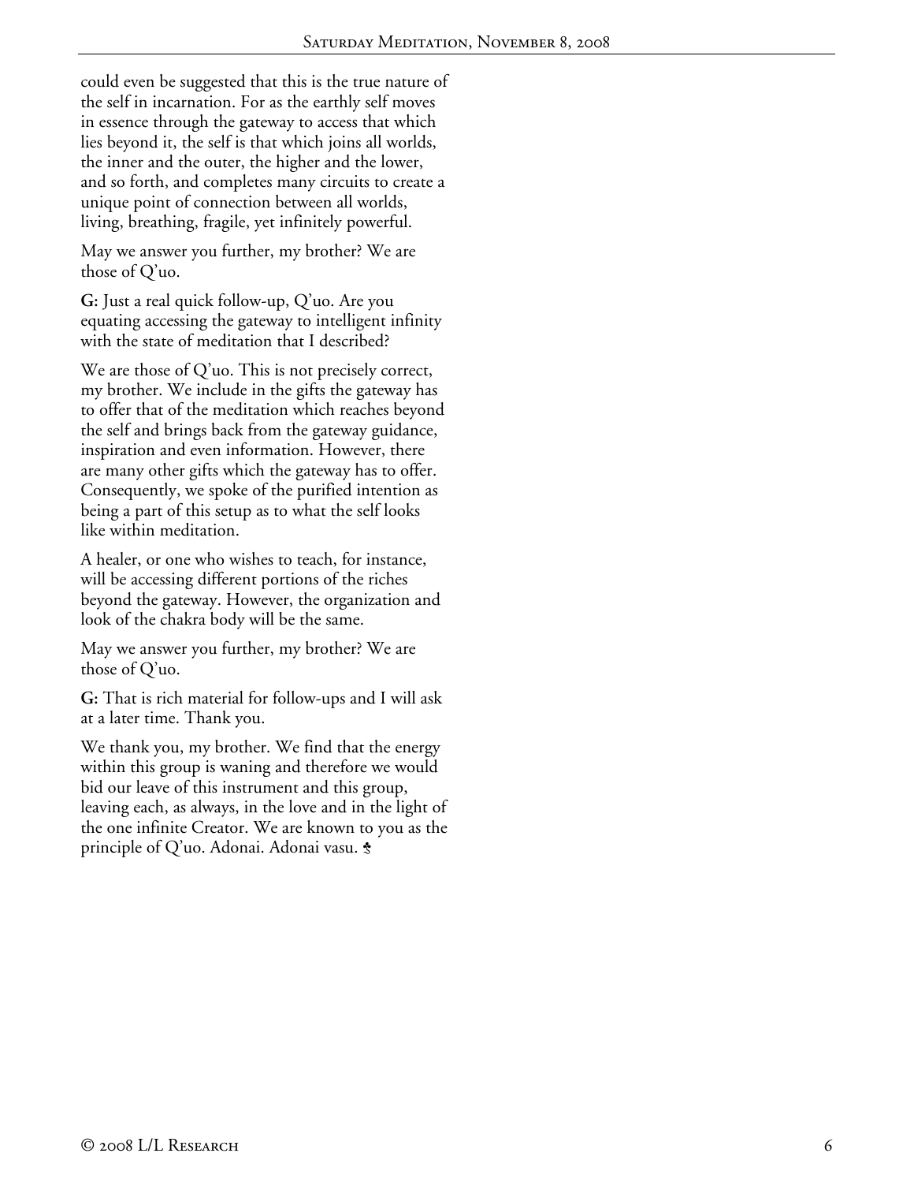could even be suggested that this is the true nature of the self in incarnation. For as the earthly self moves in essence through the gateway to access that which lies beyond it, the self is that which joins all worlds, the inner and the outer, the higher and the lower, and so forth, and completes many circuits to create a unique point of connection between all worlds, living, breathing, fragile, yet infinitely powerful.

May we answer you further, my brother? We are those of Q'uo.

**G:** Just a real quick follow-up, Q'uo. Are you equating accessing the gateway to intelligent infinity with the state of meditation that I described?

We are those of Q'uo. This is not precisely correct, my brother. We include in the gifts the gateway has to offer that of the meditation which reaches beyond the self and brings back from the gateway guidance, inspiration and even information. However, there are many other gifts which the gateway has to offer. Consequently, we spoke of the purified intention as being a part of this setup as to what the self looks like within meditation.

A healer, or one who wishes to teach, for instance, will be accessing different portions of the riches beyond the gateway. However, the organization and look of the chakra body will be the same.

May we answer you further, my brother? We are those of Q'uo.

**G:** That is rich material for follow-ups and I will ask at a later time. Thank you.

We thank you, my brother. We find that the energy within this group is waning and therefore we would bid our leave of this instrument and this group, leaving each, as always, in the love and in the light of the one infinite Creator. We are known to you as the principle of Q'uo. Adonai. Adonai vasu. ☥